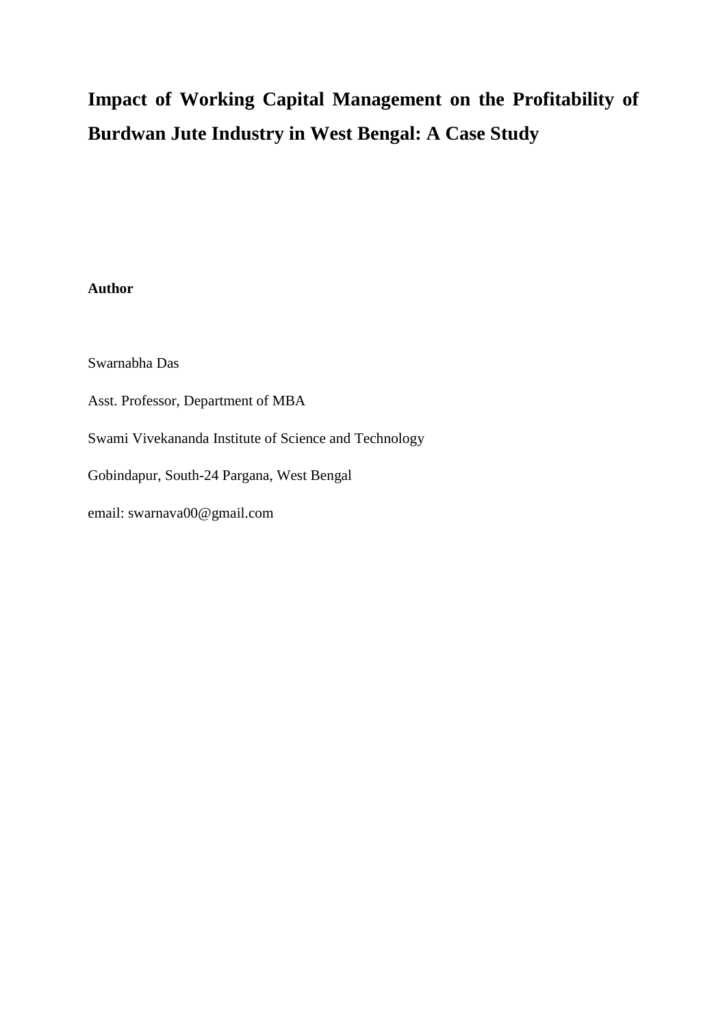# Impact of Working Capital Management on the Profitability of Burdwan Jute Industry in West Bengal: A Case Study

**Author**

Swarnabha Das

Asst. Professor, Department of MBA

Swami Vivekananda Institute of Science and Technology

Gobindapur, South-24 Pargana, West Bengal

email: swarnava00@gmail.com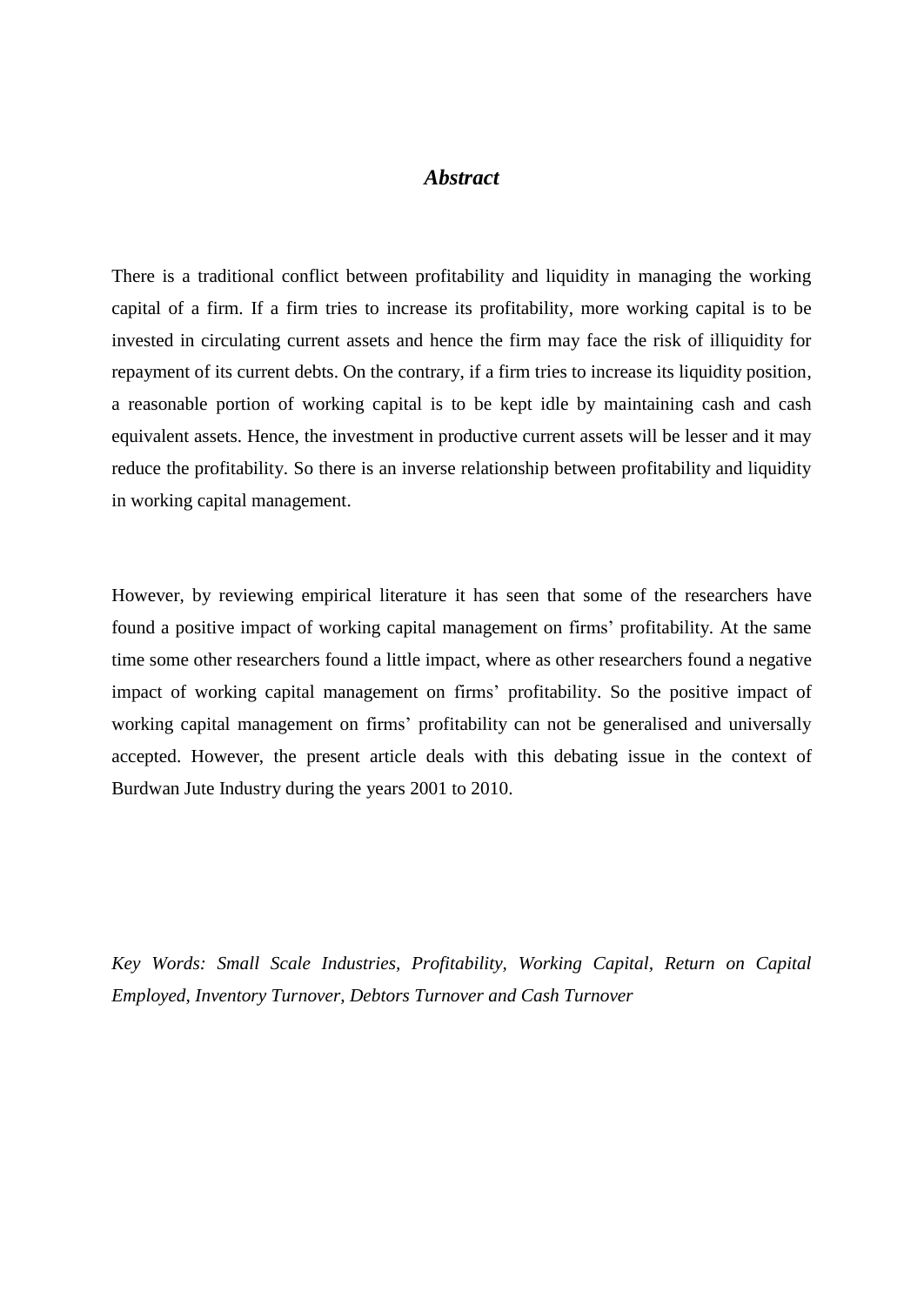## *Abstract*

There is a traditional conflict between profitability and liquidity in managing the working capital of a firm. If a firm tries to increase its profitability, more working capital is to be invested in circulating current assets and hence the firm may face the risk of illiquidity for repayment of its current debts. On the contrary, if a firm tries to increase its liquidity position, a reasonable portion of working capital is to be kept idle by maintaining cash and cash equivalent assets. Hence, the investment in productive current assets will be lesser and it may reduce the profitability. So there is an inverse relationship between profitability and liquidity in working capital management.

However, by reviewing empirical literature it has seen that some of the researchers have found a positive impact of working capital management on firms' profitability. At the same time some other researchers found a little impact, where as other researchers found a negative impact of working capital management on firms' profitability. So the positive impact of working capital management on firms' profitability can not be generalised and universally accepted. However, the present article deals with this debating issue in the context of Burdwan Jute Industry during the years 2001 to 2010.

*Key Words: Small Scale Industries, Profitability, Working Capital, Return on Capital Employed, Inventory Turnover, Debtors Turnover and Cash Turnover*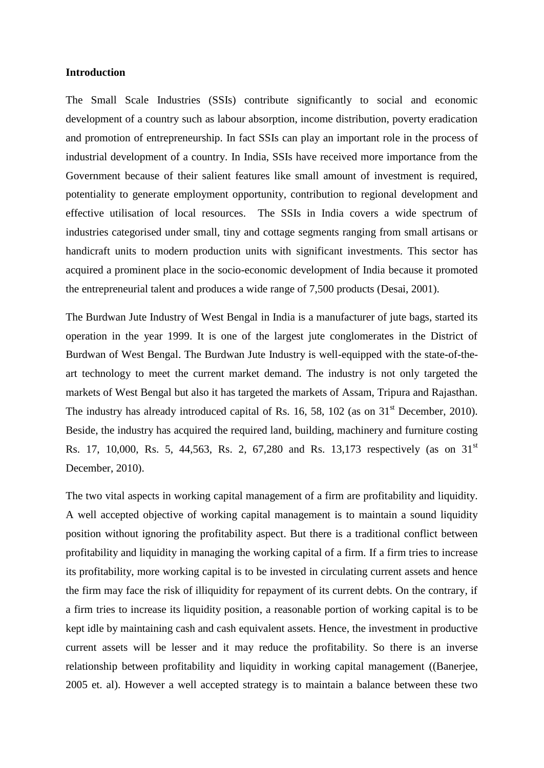**Introduction**

The Small Scale Industries (SSIs) contribute significantly to social and economic development of a country such as labour absorption, income distribution, poverty eradication and promotion of entrepreneurship. In fact SSIs can play an important role in the process of industrial development of a country. In India, SSIs have received more importance from the Government because of their salient features like small amount of investment is required, potentiality to generate employment opportunity, contribution to regional development and effective utilisation of local resources. The SSIs in India covers a wide spectrum of industries categorised under small, tiny and cottage segments ranging from small artisans or handicraft units to modern production units with significant investments. This sector has acquired a prominent place in the socio-economic development of India because it promoted the entrepreneurial talent and produces a wide range of 7,500 products (Desai, 2001).

The Burdwan Jute Industry of West Bengal in India is a manufacturer of jute bags, started its operation in the year 1999. It is one of the largest jute conglomerates in the District of Burdwan of West Bengal. The Burdwan Jute Industry is well-equipped with the state-of-the-art technology to meet the current market demand. The industry is not only targeted the markets of West Bengal but also it has targeted the markets of Assam, Tripura and Rajasthan. The industry has already introduced capital of Rs. 16, 58, 102 (as on 31st December, 2010). Beside, the industry has acquired the required land, building, machinery and furniture costing Rs. 17, 10,000, Rs. 5, 44,563, Rs. 2, 67,280 and Rs. 13,173 respectively (as on 31st December, 2010).

The two vital aspects in working capital management of a firm are profitability and liquidity. A well accepted objective of working capital management is to maintain a sound liquidity position without ignoring the profitability aspect. But there is a traditional conflict between profitability and liquidity in managing the working capital of a firm. If a firm tries to increase its profitability, more working capital is to be invested in circulating current assets and hence the firm may face the risk of illiquidity for repayment of its current debts. On the contrary, if a firm tries to increase its liquidity position, a reasonable portion of working capital is to be kept idle by maintaining cash and cash equivalent assets. Hence, the investment in productive current assets will be lesser and it may reduce the profitability. So there is an inverse relationship between profitability and liquidity in working capital management ((Banerjee, 2005 et. al). However a well accepted strategy is to maintain a balance between these two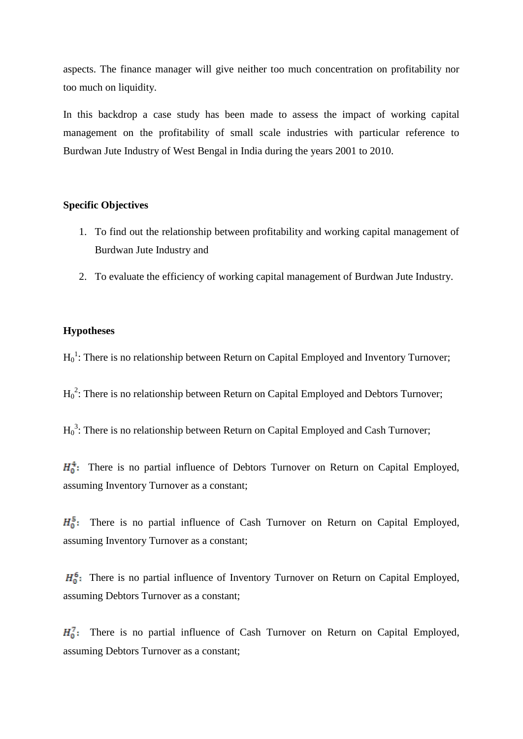aspects. The finance manager will give neither too much concentration on profitability nor too much on liquidity.

In this backdrop a case study has been made to assess the impact of working capital management on the profitability of small scale industries with particular reference to Burdwan Jute Industry of West Bengal in India during the years 2001 to 2010.

**Specific Objectives**

1. To find out the relationship between profitability and working capital management of Burdwan Jute Industry and
2. To evaluate the efficiency of working capital management of Burdwan Jute Industry.

**Hypotheses**

$H_0^1$: There is no relationship between Return on Capital Employed and Inventory Turnover;

$H_0^2$: There is no relationship between Return on Capital Employed and Debtors Turnover;

$H_0^3$: There is no relationship between Return on Capital Employed and Cash Turnover;

$H_0^4$: There is no partial influence of Debtors Turnover on Return on Capital Employed, assuming Inventory Turnover as a constant;

$H_0^5$: There is no partial influence of Cash Turnover on Return on Capital Employed, assuming Inventory Turnover as a constant;

$H_0^6$: There is no partial influence of Inventory Turnover on Return on Capital Employed, assuming Debtors Turnover as a constant;

$H_0^7$: There is no partial influence of Cash Turnover on Return on Capital Employed, assuming Debtors Turnover as a constant;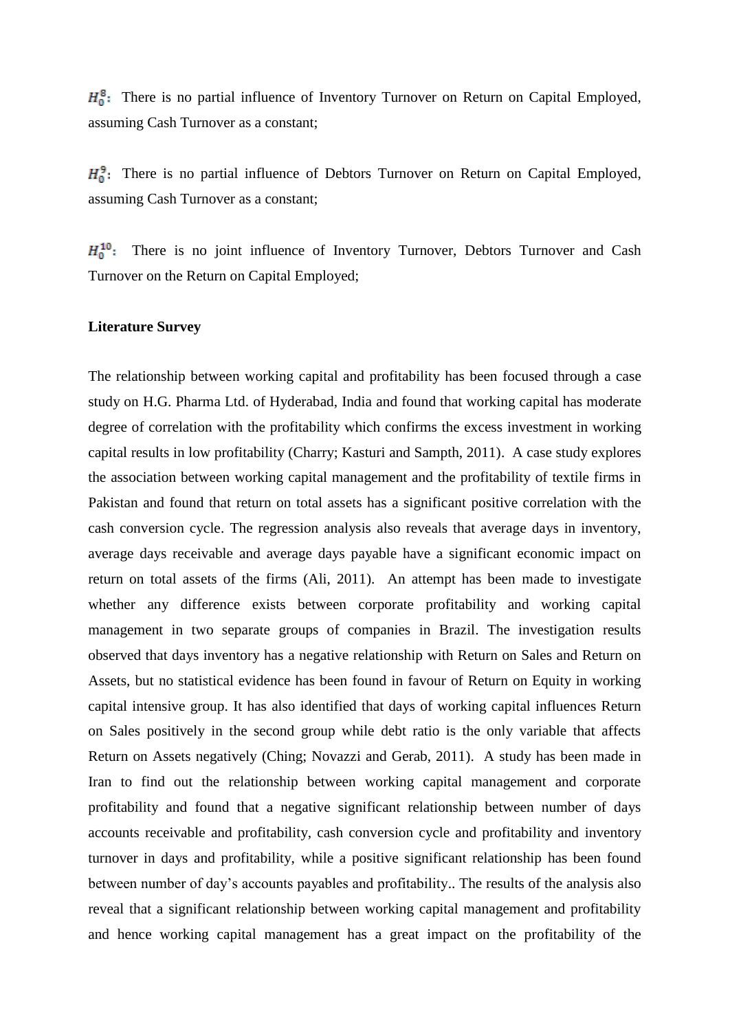$H_0^8$: There is no partial influence of Inventory Turnover on Return on Capital Employed, assuming Cash Turnover as a constant;

$H_0^9$: There is no partial influence of Debtors Turnover on Return on Capital Employed, assuming Cash Turnover as a constant;

$H_0^{10}$: There is no joint influence of Inventory Turnover, Debtors Turnover and Cash Turnover on the Return on Capital Employed;

**Literature Survey**

The relationship between working capital and profitability has been focused through a case study on H.G. Pharma Ltd. of Hyderabad, India and found that working capital has moderate degree of correlation with the profitability which confirms the excess investment in working capital results in low profitability (Charry; Kasturi and Sampth, 2011). A case study explores the association between working capital management and the profitability of textile firms in Pakistan and found that return on total assets has a significant positive correlation with the cash conversion cycle. The regression analysis also reveals that average days in inventory, average days receivable and average days payable have a significant economic impact on return on total assets of the firms (Ali, 2011). An attempt has been made to investigate whether any difference exists between corporate profitability and working capital management in two separate groups of companies in Brazil. The investigation results observed that days inventory has a negative relationship with Return on Sales and Return on Assets, but no statistical evidence has been found in favour of Return on Equity in working capital intensive group. It has also identified that days of working capital influences Return on Sales positively in the second group while debt ratio is the only variable that affects Return on Assets negatively (Ching; Novazzi and Gerab, 2011). A study has been made in Iran to find out the relationship between working capital management and corporate profitability and found that a negative significant relationship between number of days accounts receivable and profitability, cash conversion cycle and profitability and inventory turnover in days and profitability, while a positive significant relationship has been found between number of day's accounts payables and profitability.. The results of the analysis also reveal that a significant relationship between working capital management and profitability and hence working capital management has a great impact on the profitability of the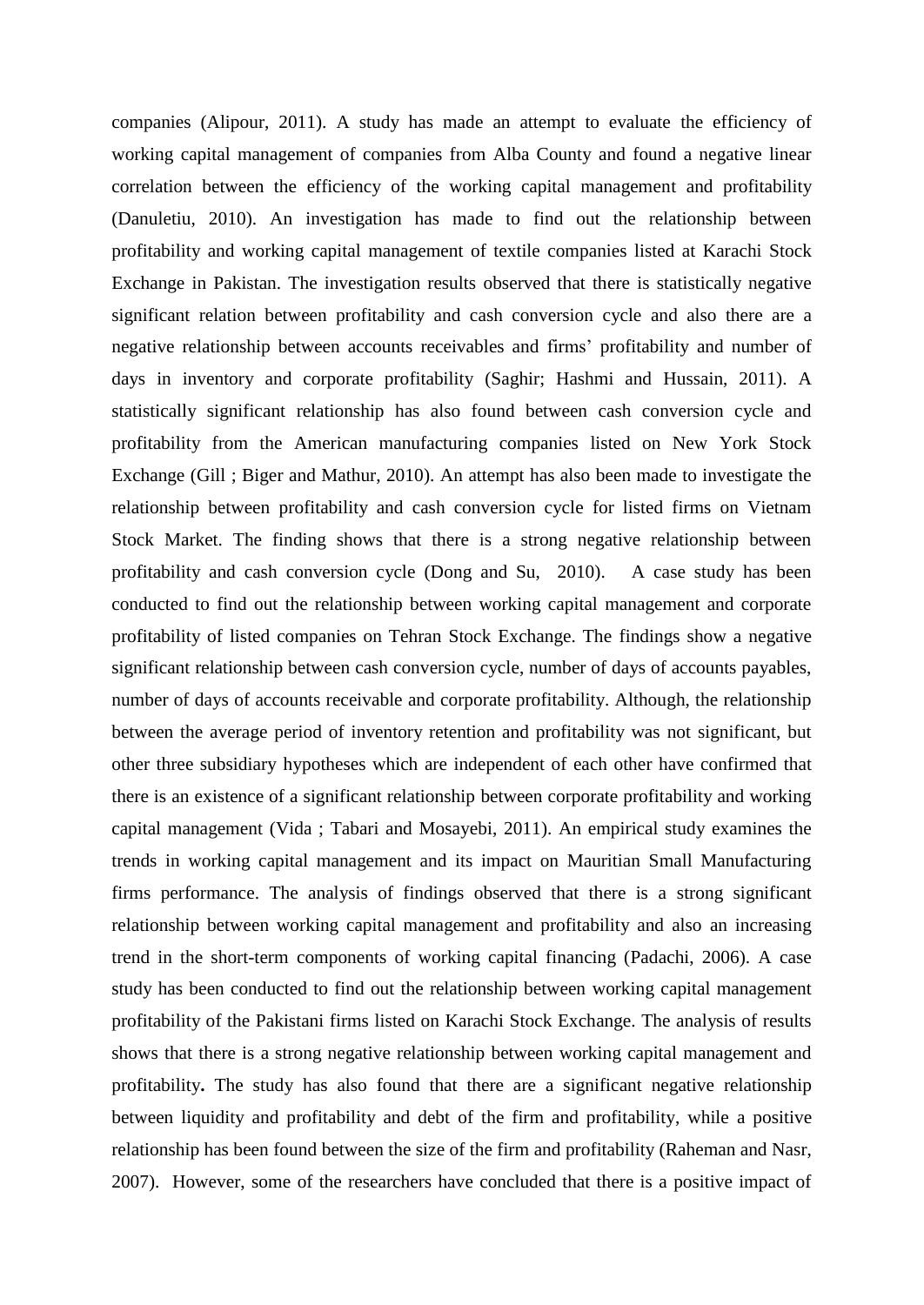companies (Alipour, 2011). A study has made an attempt to evaluate the efficiency of working capital management of companies from Alba County and found a negative linear correlation between the efficiency of the working capital management and profitability (Danuletiu, 2010). An investigation has made to find out the relationship between profitability and working capital management of textile companies listed at Karachi Stock Exchange in Pakistan. The investigation results observed that there is statistically negative significant relation between profitability and cash conversion cycle and also there are a negative relationship between accounts receivables and firms' profitability and number of days in inventory and corporate profitability (Saghir; Hashmi and Hussain, 2011). A statistically significant relationship has also found between cash conversion cycle and profitability from the American manufacturing companies listed on New York Stock Exchange (Gill ; Biger and Mathur, 2010). An attempt has also been made to investigate the relationship between profitability and cash conversion cycle for listed firms on Vietnam Stock Market. The finding shows that there is a strong negative relationship between profitability and cash conversion cycle (Dong and Su, 2010). A case study has been conducted to find out the relationship between working capital management and corporate profitability of listed companies on Tehran Stock Exchange. The findings show a negative significant relationship between cash conversion cycle, number of days of accounts payables, number of days of accounts receivable and corporate profitability. Although, the relationship between the average period of inventory retention and profitability was not significant, but other three subsidiary hypotheses which are independent of each other have confirmed that there is an existence of a significant relationship between corporate profitability and working capital management (Vida ; Tabari and Mosayebi, 2011). An empirical study examines the trends in working capital management and its impact on Mauritian Small Manufacturing firms performance. The analysis of findings observed that there is a strong significant relationship between working capital management and profitability and also an increasing trend in the short-term components of working capital financing (Padachi, 2006). A case study has been conducted to find out the relationship between working capital management profitability of the Pakistani firms listed on Karachi Stock Exchange. The analysis of results shows that there is a strong negative relationship between working capital management and profitability**.** The study has also found that there are a significant negative relationship between liquidity and profitability and debt of the firm and profitability, while a positive relationship has been found between the size of the firm and profitability (Raheman and Nasr, 2007). However, some of the researchers have concluded that there is a positive impact of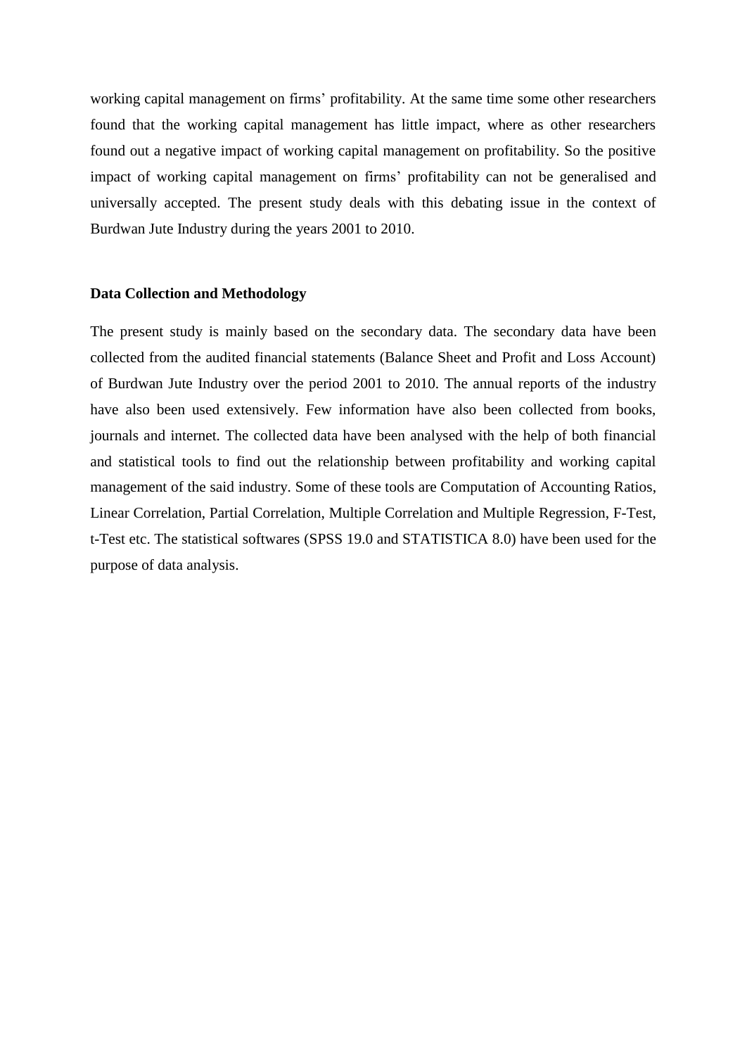working capital management on firms' profitability. At the same time some other researchers found that the working capital management has little impact, where as other researchers found out a negative impact of working capital management on profitability. So the positive impact of working capital management on firms' profitability can not be generalised and universally accepted. The present study deals with this debating issue in the context of Burdwan Jute Industry during the years 2001 to 2010.

**Data Collection and Methodology**

The present study is mainly based on the secondary data. The secondary data have been collected from the audited financial statements (Balance Sheet and Profit and Loss Account) of Burdwan Jute Industry over the period 2001 to 2010. The annual reports of the industry have also been used extensively. Few information have also been collected from books, journals and internet. The collected data have been analysed with the help of both financial and statistical tools to find out the relationship between profitability and working capital management of the said industry. Some of these tools are Computation of Accounting Ratios, Linear Correlation, Partial Correlation, Multiple Correlation and Multiple Regression, F-Test, t-Test etc. The statistical softwares (SPSS 19.0 and STATISTICA 8.0) have been used for the purpose of data analysis.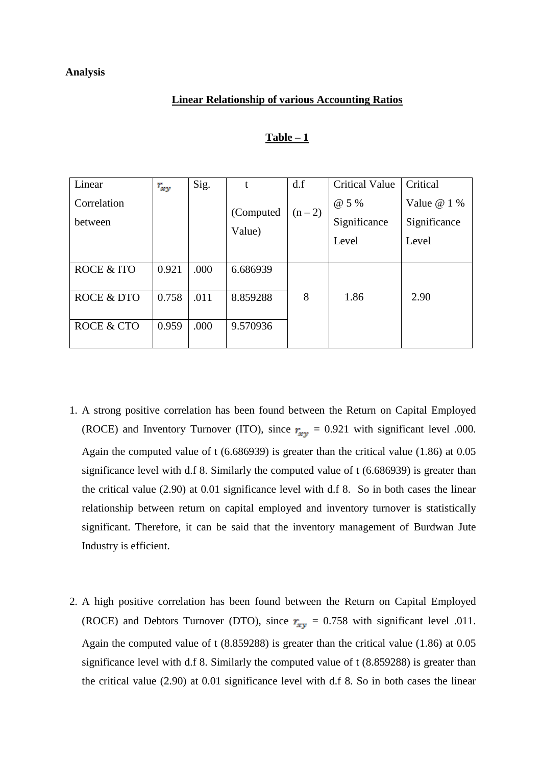**Analysis**

**Linear Relationship of various Accounting Ratios**

**Table – 1**

| Linear Correlation between | $r_{xy}$ | Sig. | t (Computed Value) | d.f (n – 2) | Critical Value @ 5 % Significance Level | Critical Value @ 1 % Significance Level |
|---|---|---|---|---|---|---|
| ROCE & ITO | 0.921 | .000 | 6.686939 | | | |
| ROCE & DTO | 0.758 | .011 | 8.859288 | 8 | 1.86 | 2.90 |
| ROCE & CTO | 0.959 | .000 | 9.570936 | | | |

1. A strong positive correlation has been found between the Return on Capital Employed (ROCE) and Inventory Turnover (ITO), since $r_{xy}$ = 0.921 with significant level .000. Again the computed value of t (6.686939) is greater than the critical value (1.86) at 0.05 significance level with d.f 8. Similarly the computed value of t (6.686939) is greater than the critical value (2.90) at 0.01 significance level with d.f 8. So in both cases the linear relationship between return on capital employed and inventory turnover is statistically significant. Therefore, it can be said that the inventory management of Burdwan Jute Industry is efficient.

2. A high positive correlation has been found between the Return on Capital Employed (ROCE) and Debtors Turnover (DTO), since $r_{xy}$ = 0.758 with significant level .011. Again the computed value of t (8.859288) is greater than the critical value (1.86) at 0.05 significance level with d.f 8. Similarly the computed value of t (8.859288) is greater than the critical value (2.90) at 0.01 significance level with d.f 8. So in both cases the linear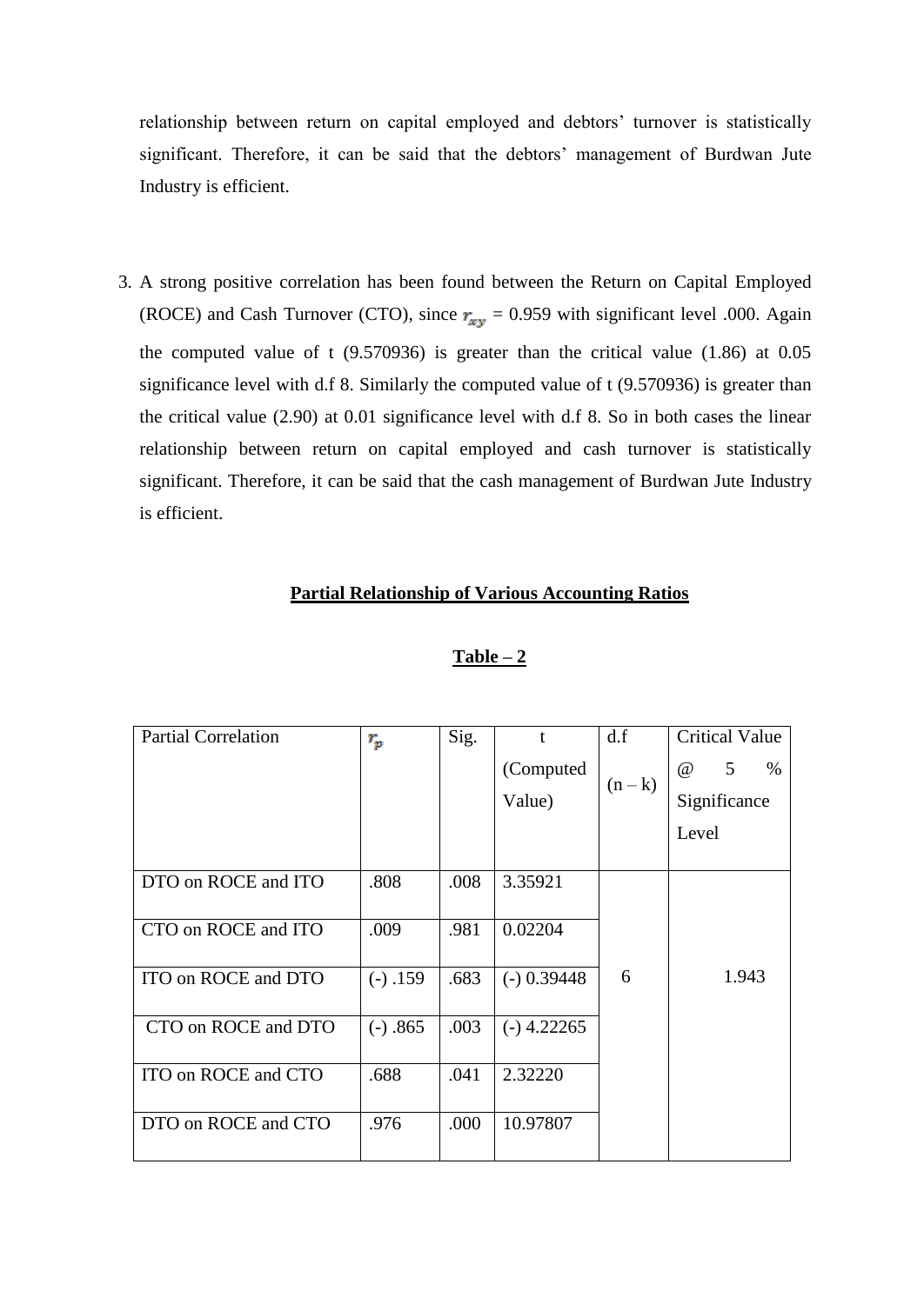relationship between return on capital employed and debtors' turnover is statistically significant. Therefore, it can be said that the debtors' management of Burdwan Jute Industry is efficient.

3. A strong positive correlation has been found between the Return on Capital Employed (ROCE) and Cash Turnover (CTO), since $r_{xy}$ = 0.959 with significant level .000. Again the computed value of t (9.570936) is greater than the critical value (1.86) at 0.05 significance level with d.f 8. Similarly the computed value of t (9.570936) is greater than the critical value (2.90) at 0.01 significance level with d.f 8. So in both cases the linear relationship between return on capital employed and cash turnover is statistically significant. Therefore, it can be said that the cash management of Burdwan Jute Industry is efficient.

**Partial Relationship of Various Accounting Ratios**

**Table – 2**

| Partial Correlation | $r_p$ | Sig. | t (Computed Value) | d.f (n – k) | Critical Value @ 5 % Significance Level |
|---|---|---|---|---|---|
| DTO on ROCE and ITO | .808 | .008 | 3.35921 | 6 | 1.943 |
| CTO on ROCE and ITO | .009 | .981 | 0.02204 | | |
| ITO on ROCE and DTO | (-) .159 | .683 | (-) 0.39448 | | |
| CTO on ROCE and DTO | (-) .865 | .003 | (-) 4.22265 | | |
| ITO on ROCE and CTO | .688 | .041 | 2.32220 | | |
| DTO on ROCE and CTO | .976 | .000 | 10.97807 | | |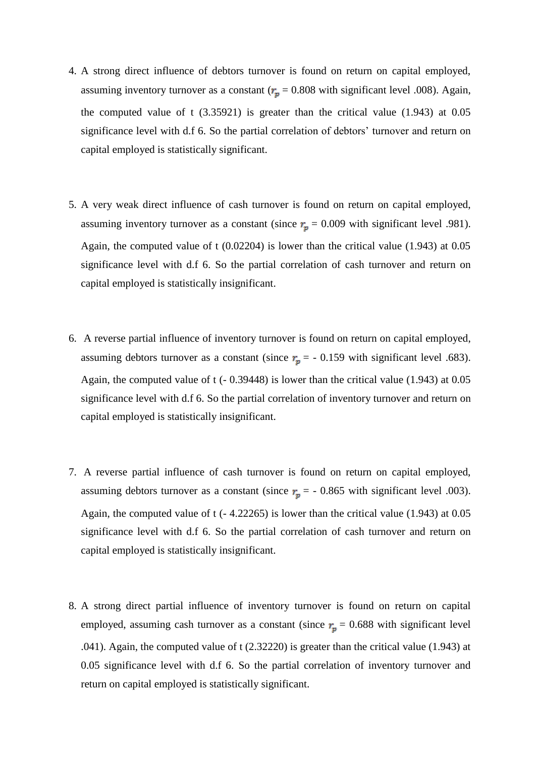4. A strong direct influence of debtors turnover is found on return on capital employed, assuming inventory turnover as a constant ($r_p$ = 0.808 with significant level .008). Again, the computed value of t (3.35921) is greater than the critical value (1.943) at 0.05 significance level with d.f 6. So the partial correlation of debtors' turnover and return on capital employed is statistically significant.

5. A very weak direct influence of cash turnover is found on return on capital employed, assuming inventory turnover as a constant (since $r_p$ = 0.009 with significant level .981). Again, the computed value of t (0.02204) is lower than the critical value (1.943) at 0.05 significance level with d.f 6. So the partial correlation of cash turnover and return on capital employed is statistically insignificant.

6. A reverse partial influence of inventory turnover is found on return on capital employed, assuming debtors turnover as a constant (since $r_p$ = - 0.159 with significant level .683). Again, the computed value of t (- 0.39448) is lower than the critical value (1.943) at 0.05 significance level with d.f 6. So the partial correlation of inventory turnover and return on capital employed is statistically insignificant.

7. A reverse partial influence of cash turnover is found on return on capital employed, assuming debtors turnover as a constant (since $r_p$ = - 0.865 with significant level .003). Again, the computed value of t (- 4.22265) is lower than the critical value (1.943) at 0.05 significance level with d.f 6. So the partial correlation of cash turnover and return on capital employed is statistically insignificant.

8. A strong direct partial influence of inventory turnover is found on return on capital employed, assuming cash turnover as a constant (since $r_p$ = 0.688 with significant level .041). Again, the computed value of t (2.32220) is greater than the critical value (1.943) at 0.05 significance level with d.f 6. So the partial correlation of inventory turnover and return on capital employed is statistically significant.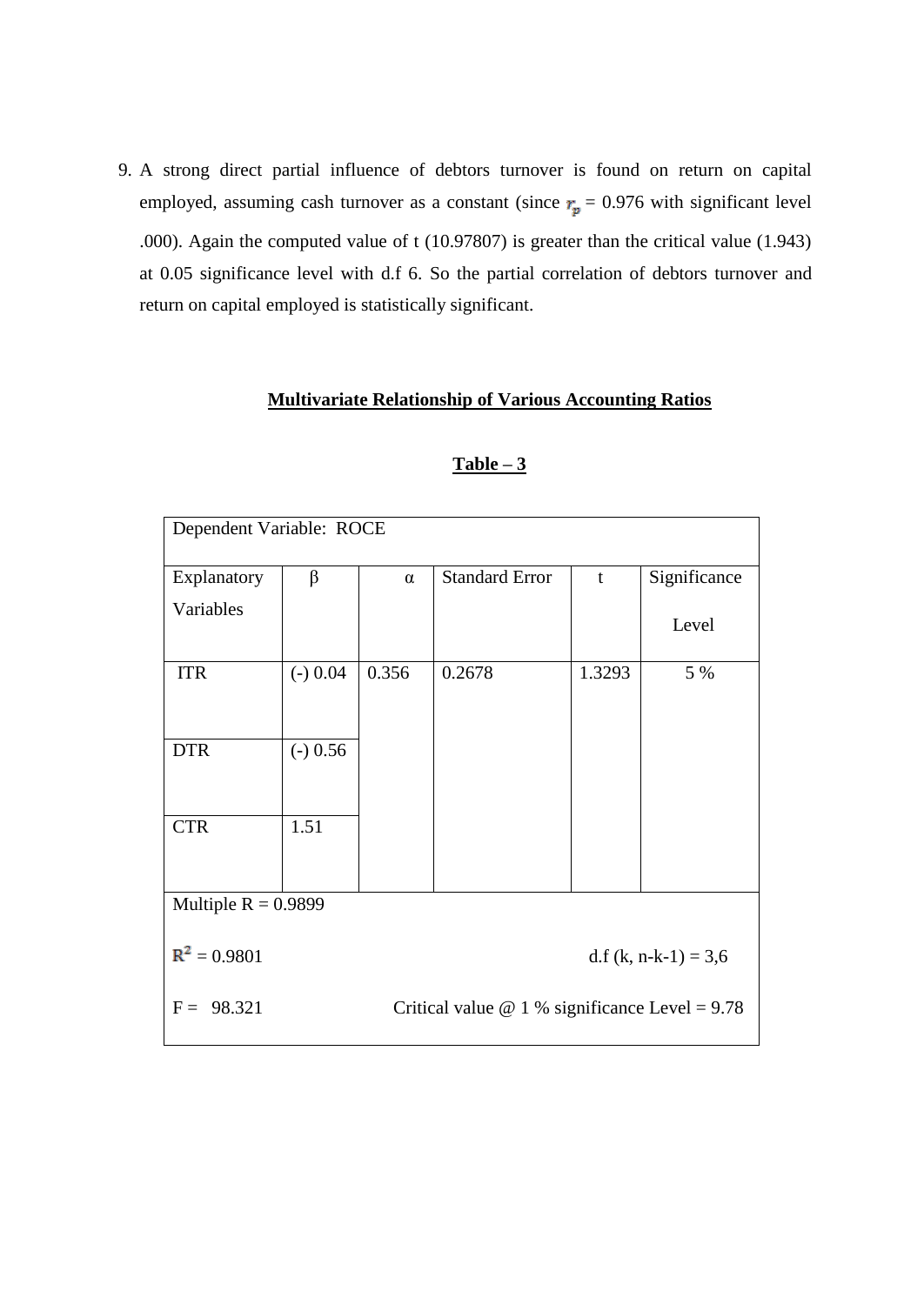9. A strong direct partial influence of debtors turnover is found on return on capital employed, assuming cash turnover as a constant (since $r_p$ = 0.976 with significant level .000). Again the computed value of t (10.97807) is greater than the critical value (1.943) at 0.05 significance level with d.f 6. So the partial correlation of debtors turnover and return on capital employed is statistically significant.

**<u>Multivariate Relationship of Various Accounting Ratios</u>**

**<u>Table – 3</u>**

| Dependent Variable: ROCE | | | | | |
|---|---|---|---|---|---|
| Explanatory Variables | β | α | Standard Error | t | Significance Level |
| ITR | (-) 0.04 | 0.356 | 0.2678 | 1.3293 | 5 % |
| DTR | (-) 0.56 | | | | |
| CTR | 1.51 | | | | |
| Multiple R = 0.9899 | | | | | |
| $R^2$ = 0.9801 | | | d.f (k, n-k-1) = 3,6 | | |
| F = 98.321 | | | Critical value @ 1 % significance Level = 9.78 | | |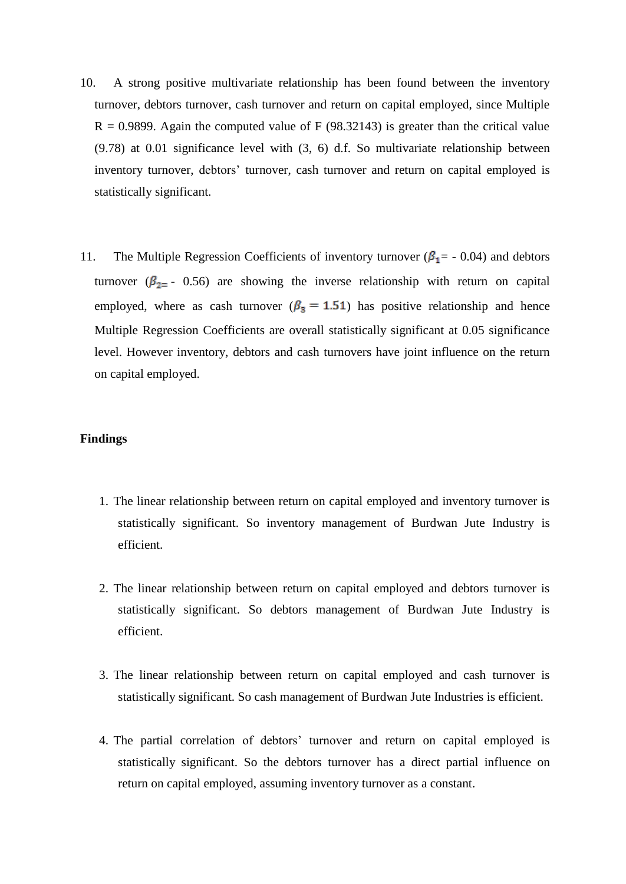10. A strong positive multivariate relationship has been found between the inventory turnover, debtors turnover, cash turnover and return on capital employed, since Multiple R = 0.9899. Again the computed value of F (98.32143) is greater than the critical value (9.78) at 0.01 significance level with (3, 6) d.f. So multivariate relationship between inventory turnover, debtors' turnover, cash turnover and return on capital employed is statistically significant.

11. The Multiple Regression Coefficients of inventory turnover ($\beta_1$= - 0.04) and debtors turnover ($\beta_{2=}$ - 0.56) are showing the inverse relationship with return on capital employed, where as cash turnover ($\beta_3 = 1.51$) has positive relationship and hence Multiple Regression Coefficients are overall statistically significant at 0.05 significance level. However inventory, debtors and cash turnovers have joint influence on the return on capital employed.

**Findings**

1. The linear relationship between return on capital employed and inventory turnover is statistically significant. So inventory management of Burdwan Jute Industry is efficient.

2. The linear relationship between return on capital employed and debtors turnover is statistically significant. So debtors management of Burdwan Jute Industry is efficient.

3. The linear relationship between return on capital employed and cash turnover is statistically significant. So cash management of Burdwan Jute Industries is efficient.

4. The partial correlation of debtors' turnover and return on capital employed is statistically significant. So the debtors turnover has a direct partial influence on return on capital employed, assuming inventory turnover as a constant.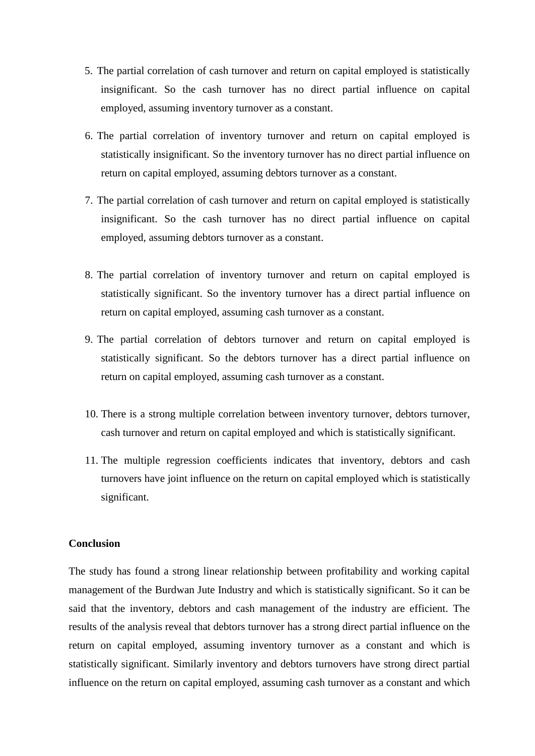5. The partial correlation of cash turnover and return on capital employed is statistically insignificant. So the cash turnover has no direct partial influence on capital employed, assuming inventory turnover as a constant.

6. The partial correlation of inventory turnover and return on capital employed is statistically insignificant. So the inventory turnover has no direct partial influence on return on capital employed, assuming debtors turnover as a constant.

7. The partial correlation of cash turnover and return on capital employed is statistically insignificant. So the cash turnover has no direct partial influence on capital employed, assuming debtors turnover as a constant.

8. The partial correlation of inventory turnover and return on capital employed is statistically significant. So the inventory turnover has a direct partial influence on return on capital employed, assuming cash turnover as a constant.

9. The partial correlation of debtors turnover and return on capital employed is statistically significant. So the debtors turnover has a direct partial influence on return on capital employed, assuming cash turnover as a constant.

10. There is a strong multiple correlation between inventory turnover, debtors turnover, cash turnover and return on capital employed and which is statistically significant.

11. The multiple regression coefficients indicates that inventory, debtors and cash turnovers have joint influence on the return on capital employed which is statistically significant.

**Conclusion**

The study has found a strong linear relationship between profitability and working capital management of the Burdwan Jute Industry and which is statistically significant. So it can be said that the inventory, debtors and cash management of the industry are efficient. The results of the analysis reveal that debtors turnover has a strong direct partial influence on the return on capital employed, assuming inventory turnover as a constant and which is statistically significant. Similarly inventory and debtors turnovers have strong direct partial influence on the return on capital employed, assuming cash turnover as a constant and which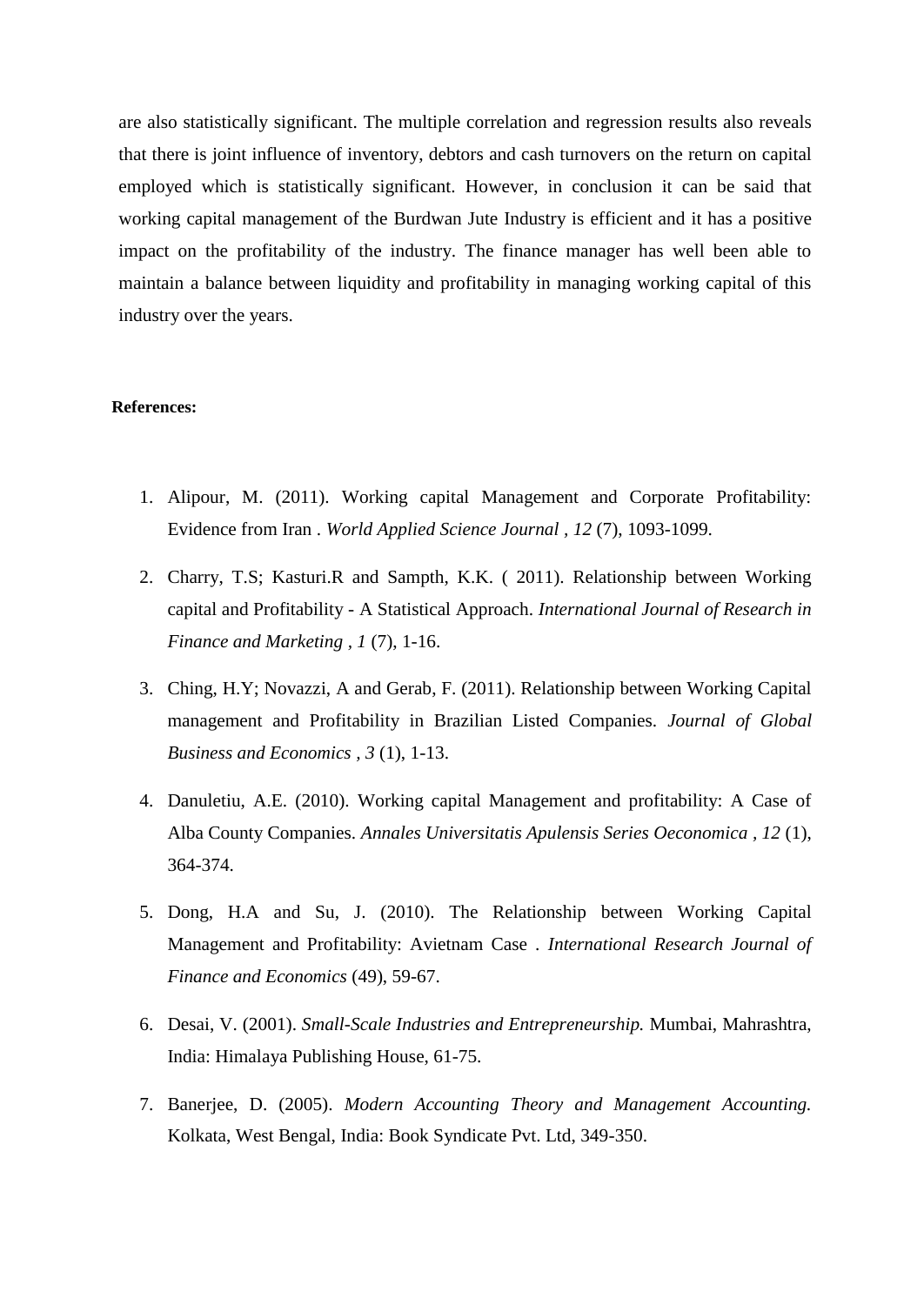are also statistically significant. The multiple correlation and regression results also reveals that there is joint influence of inventory, debtors and cash turnovers on the return on capital employed which is statistically significant. However, in conclusion it can be said that working capital management of the Burdwan Jute Industry is efficient and it has a positive impact on the profitability of the industry. The finance manager has well been able to maintain a balance between liquidity and profitability in managing working capital of this industry over the years.

**References:**

1. Alipour, M. (2011). Working capital Management and Corporate Profitability: Evidence from Iran . *World Applied Science Journal , 12* (7), 1093-1099.
2. Charry, T.S; Kasturi.R and Sampth, K.K. ( 2011). Relationship between Working capital and Profitability - A Statistical Approach. *International Journal of Research in Finance and Marketing , 1* (7), 1-16.
3. Ching, H.Y; Novazzi, A and Gerab, F. (2011). Relationship between Working Capital management and Profitability in Brazilian Listed Companies. *Journal of Global Business and Economics , 3* (1), 1-13.
4. Danuletiu, A.E. (2010). Working capital Management and profitability: A Case of Alba County Companies. *Annales Universitatis Apulensis Series Oeconomica , 12* (1), 364-374.
5. Dong, H.A and Su, J. (2010). The Relationship between Working Capital Management and Profitability: Avietnam Case . *International Research Journal of Finance and Economics* (49), 59-67.
6. Desai, V. (2001). *Small-Scale Industries and Entrepreneurship.* Mumbai, Mahrashtra, India: Himalaya Publishing House, 61-75.
7. Banerjee, D. (2005). *Modern Accounting Theory and Management Accounting.* Kolkata, West Bengal, India: Book Syndicate Pvt. Ltd, 349-350.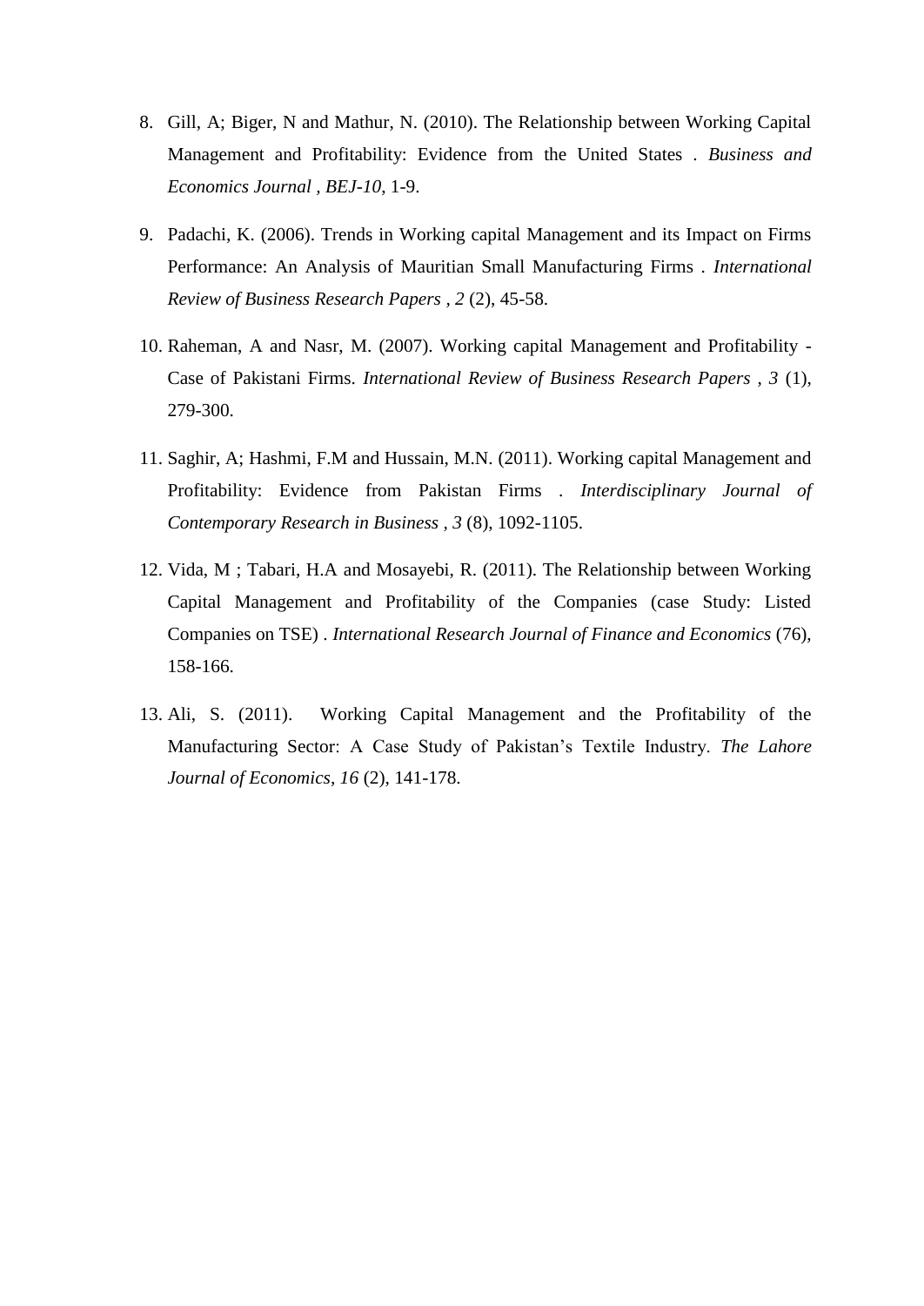8. Gill, A; Biger, N and Mathur, N. (2010). The Relationship between Working Capital Management and Profitability: Evidence from the United States . *Business and Economics Journal , BEJ-10*, 1-9.

9. Padachi, K. (2006). Trends in Working capital Management and its Impact on Firms Performance: An Analysis of Mauritian Small Manufacturing Firms . *International Review of Business Research Papers , 2* (2), 45-58.

10. Raheman, A and Nasr, M. (2007). Working capital Management and Profitability - Case of Pakistani Firms. *International Review of Business Research Papers , 3* (1), 279-300.

11. Saghir, A; Hashmi, F.M and Hussain, M.N. (2011). Working capital Management and Profitability: Evidence from Pakistan Firms . *Interdisciplinary Journal of Contemporary Research in Business , 3* (8), 1092-1105.

12. Vida, M ; Tabari, H.A and Mosayebi, R. (2011). The Relationship between Working Capital Management and Profitability of the Companies (case Study: Listed Companies on TSE) . *International Research Journal of Finance and Economics* (76), 158-166.

13. Ali, S. (2011). Working Capital Management and the Profitability of the Manufacturing Sector: A Case Study of Pakistan's Textile Industry. *The Lahore Journal of Economics, 16* (2), 141-178.